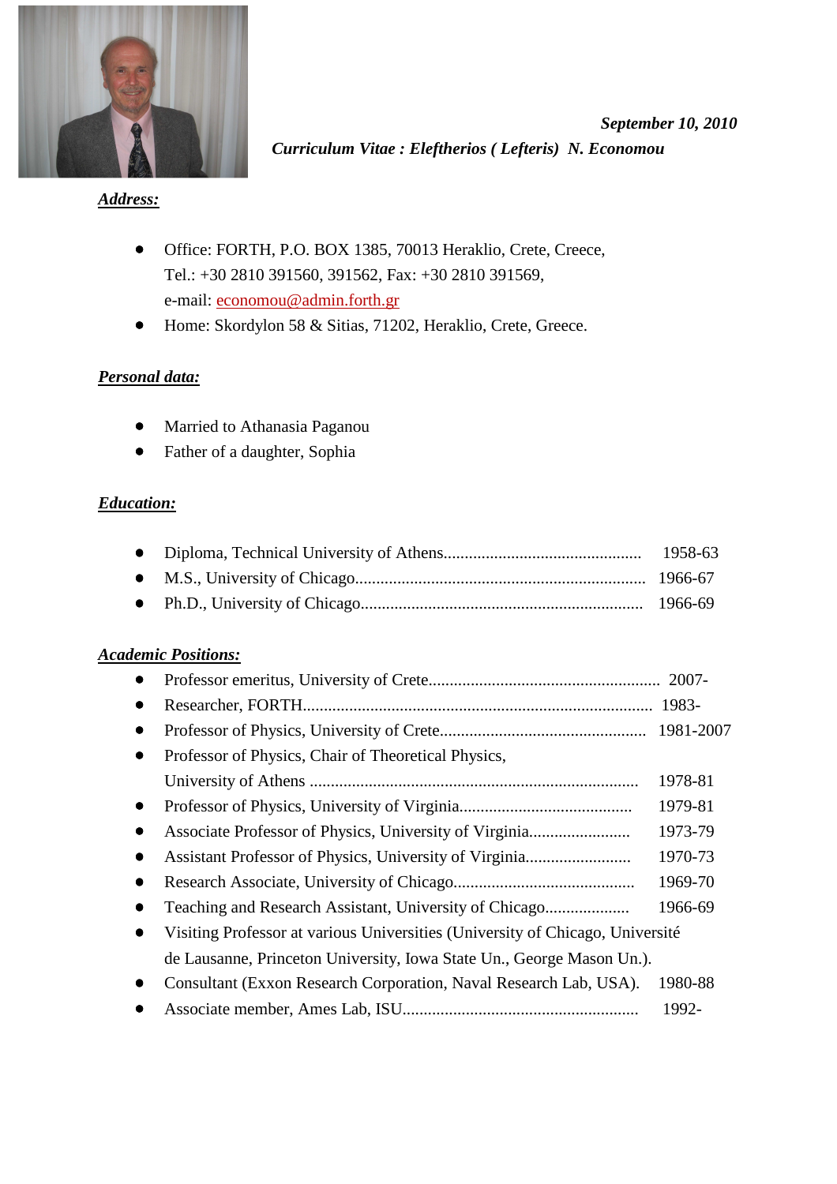*September 10, 2010*

***Curriculum Vitae : Eleftherios ( Lefteris) N. Economou***

## ***Address:***

- Office: FORTH, P.O. BOX 1385, 70013 Heraklio, Crete, Creece,
  Tel.: +30 2810 391560, 391562, Fax: +30 2810 391569,
  e-mail: economou@admin.forth.gr
- Home: Skordylon 58 & Sitias, 71202, Heraklio, Crete, Greece.

## ***Personal data:***

- Married to Athanasia Paganou
- Father of a daughter, Sophia

## ***Education:***

- Diploma, Technical University of Athens............................................... 1958-63
- M.S., University of Chicago.................................................................... 1966-67
- Ph.D., University of Chicago.................................................................. 1966-69

## ***Academic Positions:***

- Professor emeritus, University of Crete...................................................... 2007-
- Researcher, FORTH.................................................................................. 1983-
- Professor of Physics, University of Crete................................................. 1981-2007
- Professor of Physics, Chair of Theoretical Physics,
  University of Athens ............................................................................. 1978-81
- Professor of Physics, University of Virginia......................................... 1979-81
- Associate Professor of Physics, University of Virginia........................ 1973-79
- Assistant Professor of Physics, University of Virginia......................... 1970-73
- Research Associate, University of Chicago........................................... 1969-70
- Teaching and Research Assistant, University of Chicago.................... 1966-69
- Visiting Professor at various Universities (University of Chicago, Université de Lausanne, Princeton University, Iowa State Un., George Mason Un.).
- Consultant (Exxon Research Corporation, Naval Research Lab, USA). 1980-88
- Associate member, Ames Lab, ISU....................................................... 1992-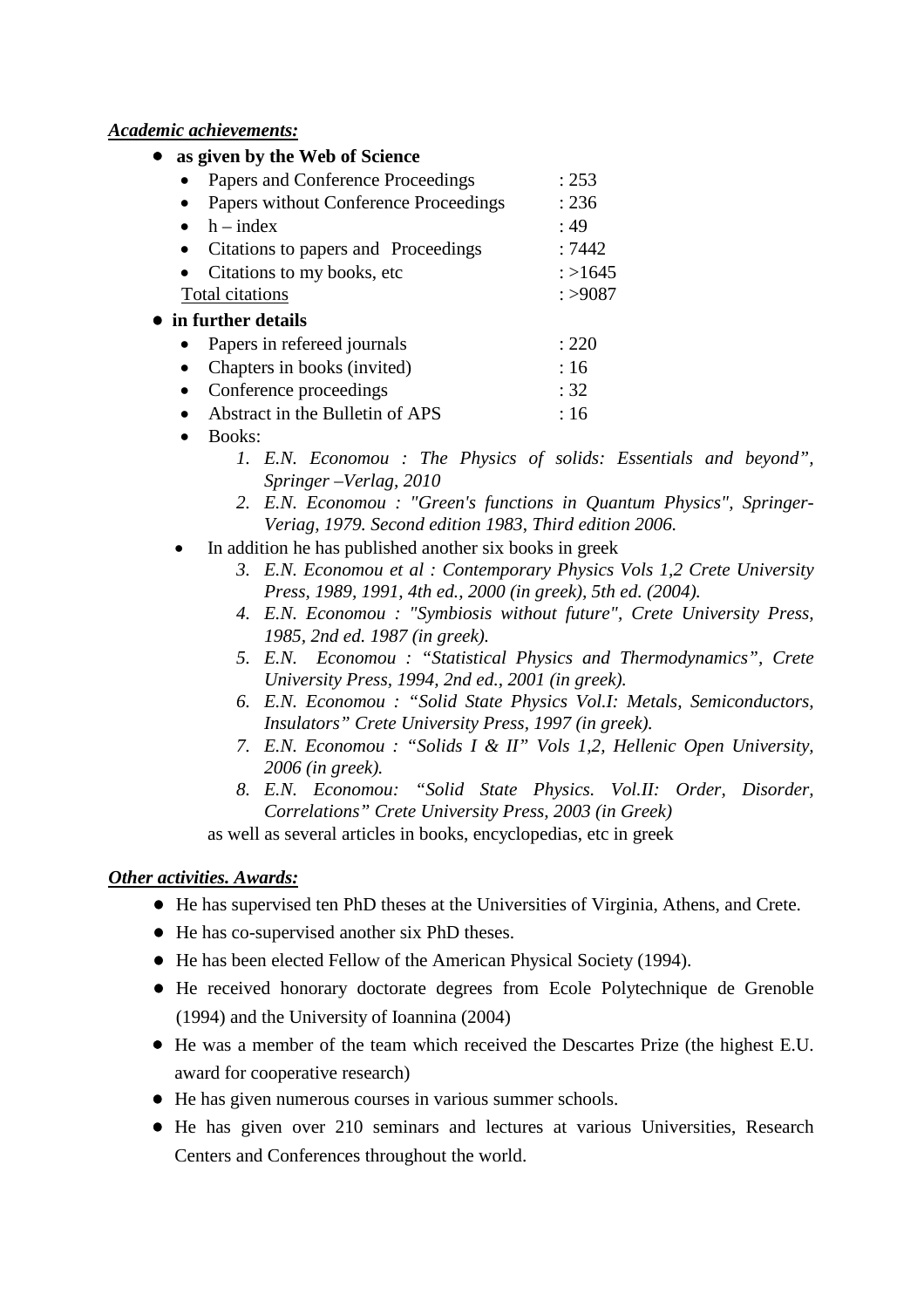***Academic achievements:***

- **as given by the Web of Science**
  - Papers and Conference Proceedings : 253
  - Papers without Conference Proceedings : 236
  - h – index : 49
  - Citations to papers and Proceedings : 7442
  - Citations to my books, etc : >1645

  Total citations : >9087

- **in further details**
  - Papers in refereed journals : 220
  - Chapters in books (invited) : 16
  - Conference proceedings : 32
  - Abstract in the Bulletin of APS : 16
  - Books:
    1. *E.N. Economou : The Physics of solids: Essentials and beyond", Springer –Verlag, 2010*
    2. *E.N. Economou : "Green's functions in Quantum Physics", Springer-Veriag, 1979. Second edition 1983, Third edition 2006.*
  - In addition he has published another six books in greek
    3. *E.N. Economou et al : Contemporary Physics Vols 1,2 Crete University Press, 1989, 1991, 4th ed., 2000 (in greek), 5th ed. (2004).*
    4. *E.N. Economou : "Symbiosis without future", Crete University Press, 1985, 2nd ed. 1987 (in greek).*
    5. *E.N. Economou : "Statistical Physics and Thermodynamics", Crete University Press, 1994, 2nd ed., 2001 (in greek).*
    6. *E.N. Economou : "Solid State Physics Vol.I: Metals, Semiconductors, Insulators" Crete University Press, 1997 (in greek).*
    7. *E.N. Economou : "Solids I & II" Vols 1,2, Hellenic Open University, 2006 (in greek).*
    8. *E.N. Economou: "Solid State Physics. Vol.II: Order, Disorder, Correlations" Crete University Press, 2003 (in Greek)*

    as well as several articles in books, encyclopedias, etc in greek

***Other activities. Awards:***

- He has supervised ten PhD theses at the Universities of Virginia, Athens, and Crete.
- He has co-supervised another six PhD theses.
- He has been elected Fellow of the American Physical Society (1994).
- He received honorary doctorate degrees from Ecole Polytechnique de Grenoble (1994) and the University of Ioannina (2004)
- He was a member of the team which received the Descartes Prize (the highest E.U. award for cooperative research)
- He has given numerous courses in various summer schools.
- He has given over 210 seminars and lectures at various Universities, Research Centers and Conferences throughout the world.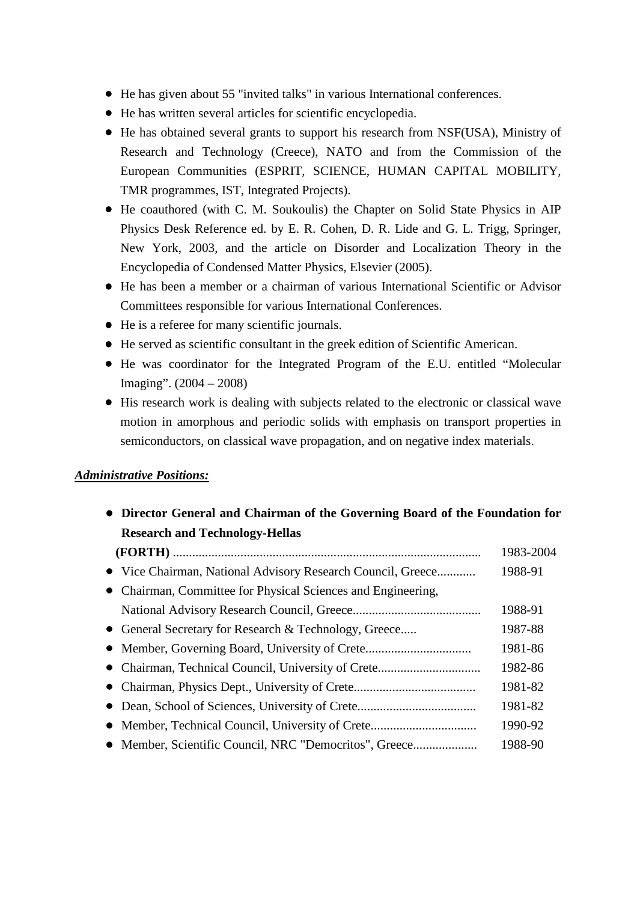- He has given about 55 "invited talks" in various International conferences.
- He has written several articles for scientific encyclopedia.
- He has obtained several grants to support his research from NSF(USA), Ministry of Research and Technology (Creece), NATO and from the Commission of the European Communities (ESPRIT, SCIENCE, HUMAN CAPITAL MOBILITY, TMR programmes, IST, Integrated Projects).
- He coauthored (with C. M. Soukoulis) the Chapter on Solid State Physics in AIP Physics Desk Reference ed. by E. R. Cohen, D. R. Lide and G. L. Trigg, Springer, New York, 2003, and the article on Disorder and Localization Theory in the Encyclopedia of Condensed Matter Physics, Elsevier (2005).
- He has been a member or a chairman of various International Scientific or Advisor Committees responsible for various International Conferences.
- He is a referee for many scientific journals.
- He served as scientific consultant in the greek edition of Scientific American.
- He was coordinator for the Integrated Program of the E.U. entitled “Molecular Imaging”. (2004 – 2008)
- His research work is dealing with subjects related to the electronic or classical wave motion in amorphous and periodic solids with emphasis on transport properties in semiconductors, on classical wave propagation, and on negative index materials.

***Administrative Positions:***

- **Director General and Chairman of the Governing Board of the Foundation for Research and Technology-Hellas (FORTH)** ................................................................................................ 1983-2004
- Vice Chairman, National Advisory Research Council, Greece............ 1988-91
- Chairman, Committee for Physical Sciences and Engineering, National Advisory Research Council, Greece........................................ 1988-91
- General Secretary for Research & Technology, Greece..... 1987-88
- Member, Governing Board, University of Crete................................ 1981-86
- Chairman, Technical Council, University of Crete................................ 1982-86
- Chairman, Physics Dept., University of Crete...................................... 1981-82
- Dean, School of Sciences, University of Crete..................................... 1981-82
- Member, Technical Council, University of Crete................................ 1990-92
- Member, Scientific Council, NRC "Democritos", Greece.................... 1988-90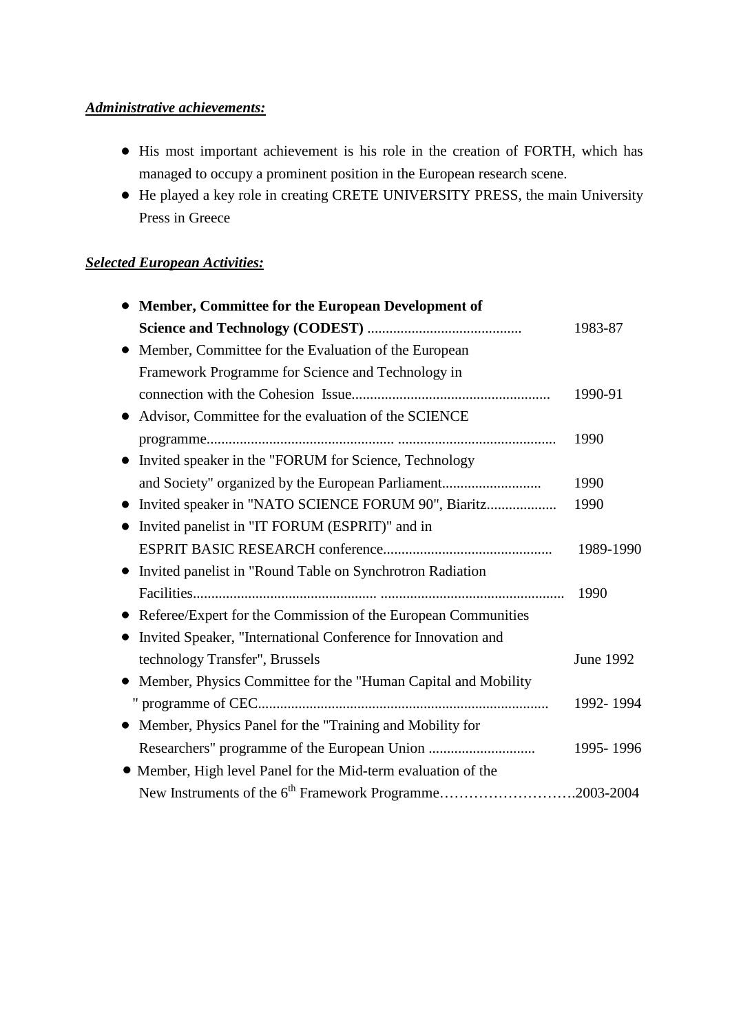***Administrative achievements:***

- His most important achievement is his role in the creation of FORTH, which has managed to occupy a prominent position in the European research scene.
- He played a key role in creating CRETE UNIVERSITY PRESS, the main University Press in Greece

***Selected European Activities:***

- **Member, Committee for the European Development of Science and Technology (CODEST)** .......................................... 1983-87
- Member, Committee for the Evaluation of the European Framework Programme for Science and Technology in connection with the Cohesion Issue...................................................... 1990-91
- Advisor, Committee for the evaluation of the SCIENCE programme.................................................. ........................................... 1990
- Invited speaker in the "FORUM for Science, Technology and Society" organized by the European Parliament........................... 1990
- Invited speaker in "NATO SCIENCE FORUM 90", Biaritz................... 1990
- Invited panelist in "IT FORUM (ESPRIT)" and in ESPRIT BASIC RESEARCH conference.............................................. 1989-1990
- Invited panelist in "Round Table on Synchrotron Radiation Facilities.................................................. .................................................. 1990
- Referee/Expert for the Commission of the European Communities
- Invited Speaker, "International Conference for Innovation and technology Transfer", Brussels June 1992
- Member, Physics Committee for the "Human Capital and Mobility " programme of CEC............................................................................... 1992- 1994
- Member, Physics Panel for the "Training and Mobility for Researchers" programme of the European Union ............................. 1995- 1996
- Member, High level Panel for the Mid-term evaluation of the New Instruments of the 6th Framework Programme……………………….2003-2004